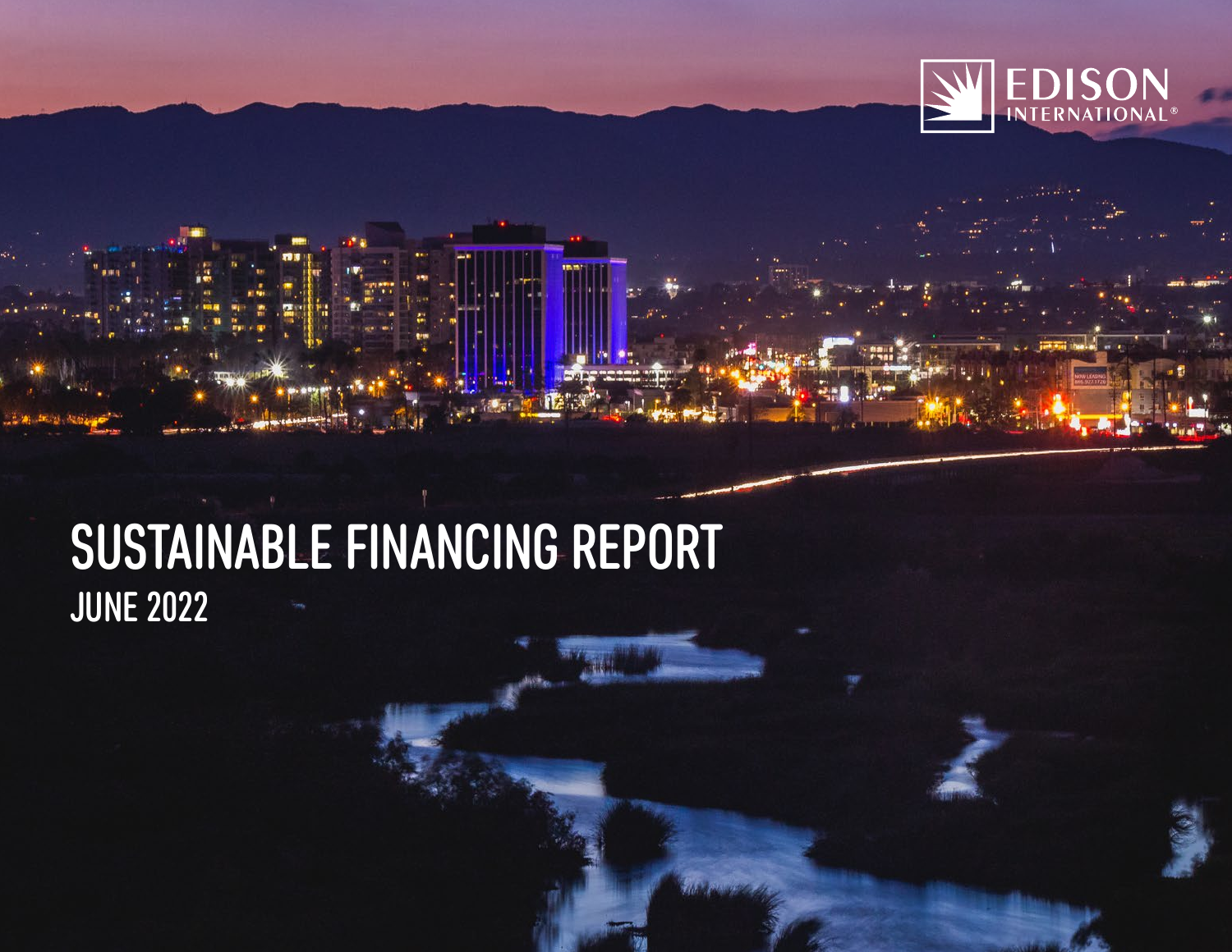EDISON INTERNATIONAL®

# SUSTAINABLE FINANCING REPORT

## JUNE 2022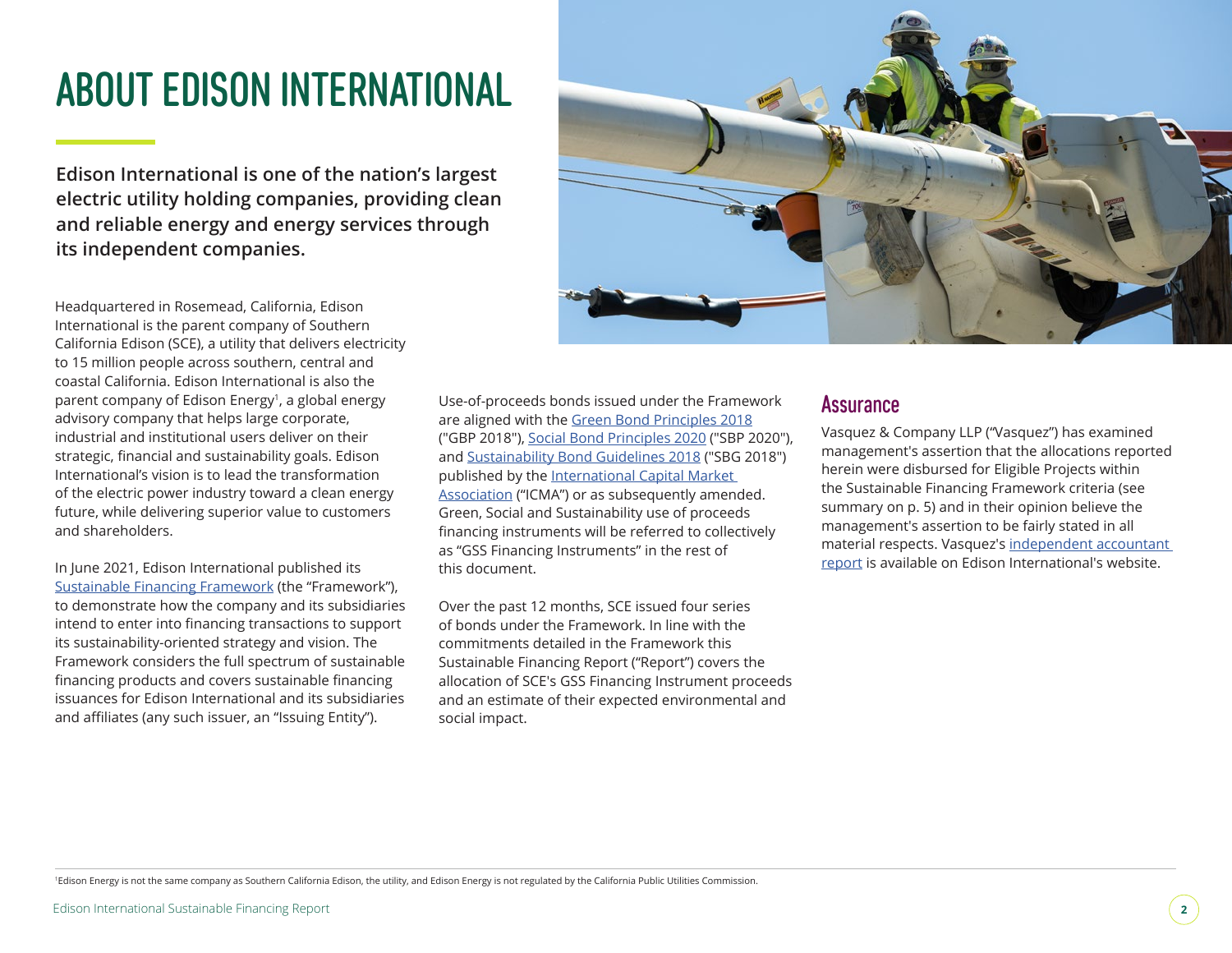# ABOUT EDISON INTERNATIONAL

**Edison International is one of the nation's largest electric utility holding companies, providing clean and reliable energy and energy services through its independent companies.**

Headquartered in Rosemead, California, Edison International is the parent company of Southern California Edison (SCE), a utility that delivers electricity to 15 million people across southern, central and coastal California. Edison International is also the parent company of Edison Energy[1], a global energy advisory company that helps large corporate, industrial and institutional users deliver on their strategic, financial and sustainability goals. Edison International's vision is to lead the transformation of the electric power industry toward a clean energy future, while delivering superior value to customers and shareholders.

In June 2021, Edison International published its Sustainable Financing Framework (the "Framework"), to demonstrate how the company and its subsidiaries intend to enter into financing transactions to support its sustainability-oriented strategy and vision. The Framework considers the full spectrum of sustainable financing products and covers sustainable financing issuances for Edison International and its subsidiaries and affiliates (any such issuer, an "Issuing Entity").

Use-of-proceeds bonds issued under the Framework are aligned with the Green Bond Principles 2018 ("GBP 2018"), Social Bond Principles 2020 ("SBP 2020"), and Sustainability Bond Guidelines 2018 ("SBG 2018") published by the International Capital Market Association ("ICMA") or as subsequently amended. Green, Social and Sustainability use of proceeds financing instruments will be referred to collectively as "GSS Financing Instruments" in the rest of this document.

Over the past 12 months, SCE issued four series of bonds under the Framework. In line with the commitments detailed in the Framework this Sustainable Financing Report ("Report") covers the allocation of SCE's GSS Financing Instrument proceeds and an estimate of their expected environmental and social impact.

## Assurance

Vasquez & Company LLP ("Vasquez") has examined management's assertion that the allocations reported herein were disbursed for Eligible Projects within the Sustainable Financing Framework criteria (see summary on p. 5) and in their opinion believe the management's assertion to be fairly stated in all material respects. Vasquez's independent accountant report is available on Edison International's website.

[1] Edison Energy is not the same company as Southern California Edison, the utility, and Edison Energy is not regulated by the California Public Utilities Commission.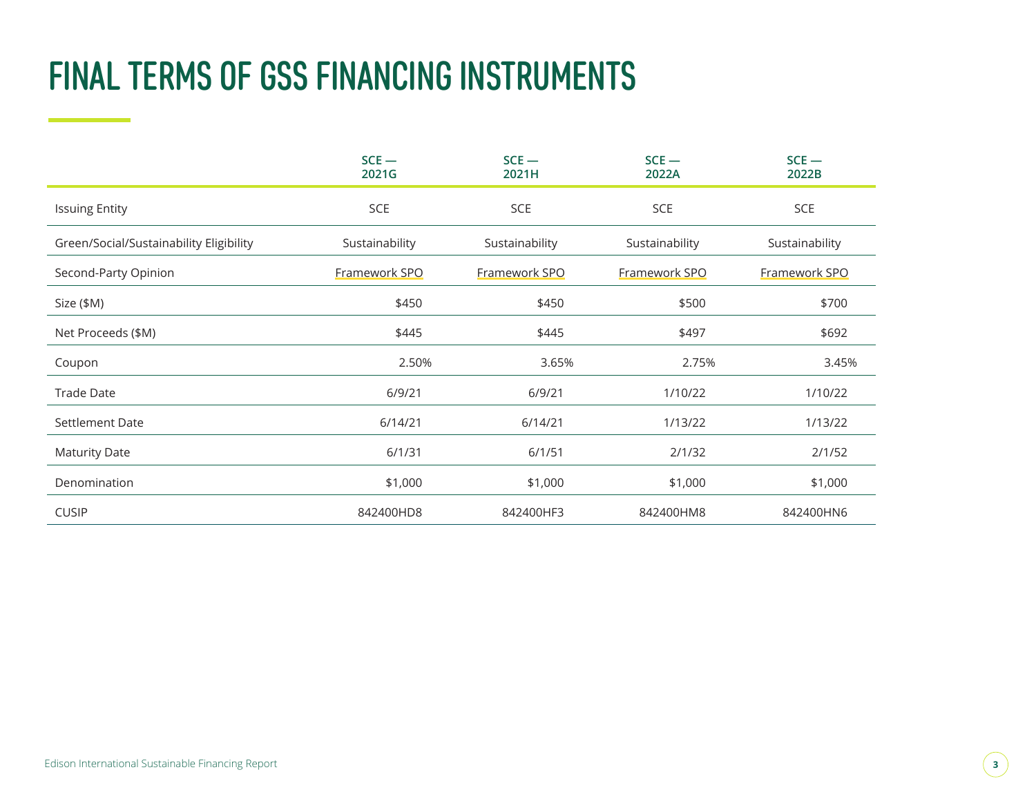# FINAL TERMS OF GSS FINANCING INSTRUMENTS

| | SCE — 2021G | SCE — 2021H | SCE — 2022A | SCE — 2022B |
|---|---|---|---|---|
| Issuing Entity | SCE | SCE | SCE | SCE |
| Green/Social/Sustainability Eligibility | Sustainability | Sustainability | Sustainability | Sustainability |
| Second-Party Opinion | Framework SPO | Framework SPO | Framework SPO | Framework SPO |
| Size ($M) | $450 | $450 | $500 | $700 |
| Net Proceeds ($M) | $445 | $445 | $497 | $692 |
| Coupon | 2.50% | 3.65% | 2.75% | 3.45% |
| Trade Date | 6/9/21 | 6/9/21 | 1/10/22 | 1/10/22 |
| Settlement Date | 6/14/21 | 6/14/21 | 1/13/22 | 1/13/22 |
| Maturity Date | 6/1/31 | 6/1/51 | 2/1/32 | 2/1/52 |
| Denomination | $1,000 | $1,000 | $1,000 | $1,000 |
| CUSIP | 842400HD8 | 842400HF3 | 842400HM8 | 842400HN6 |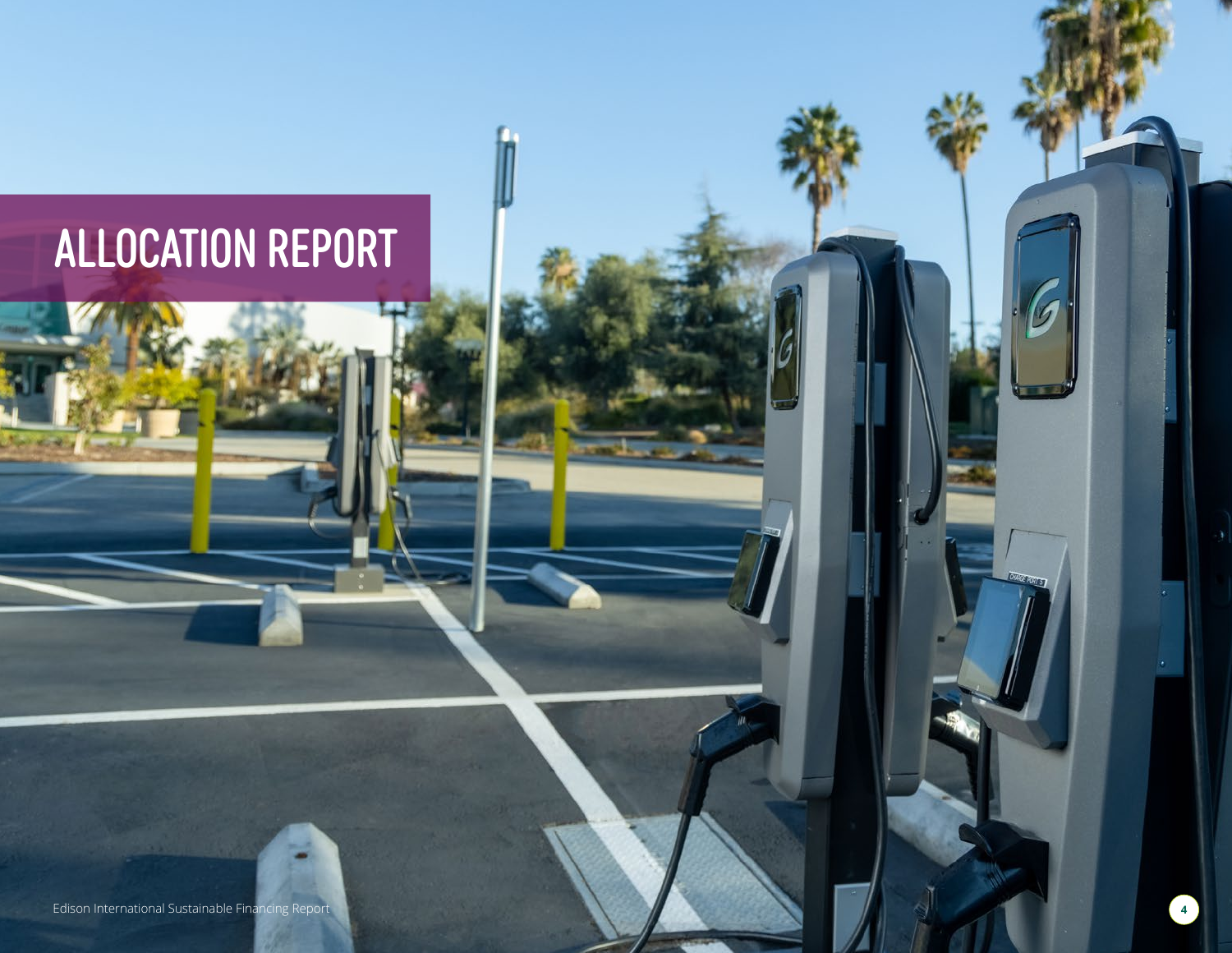# ALLOCATION REPORT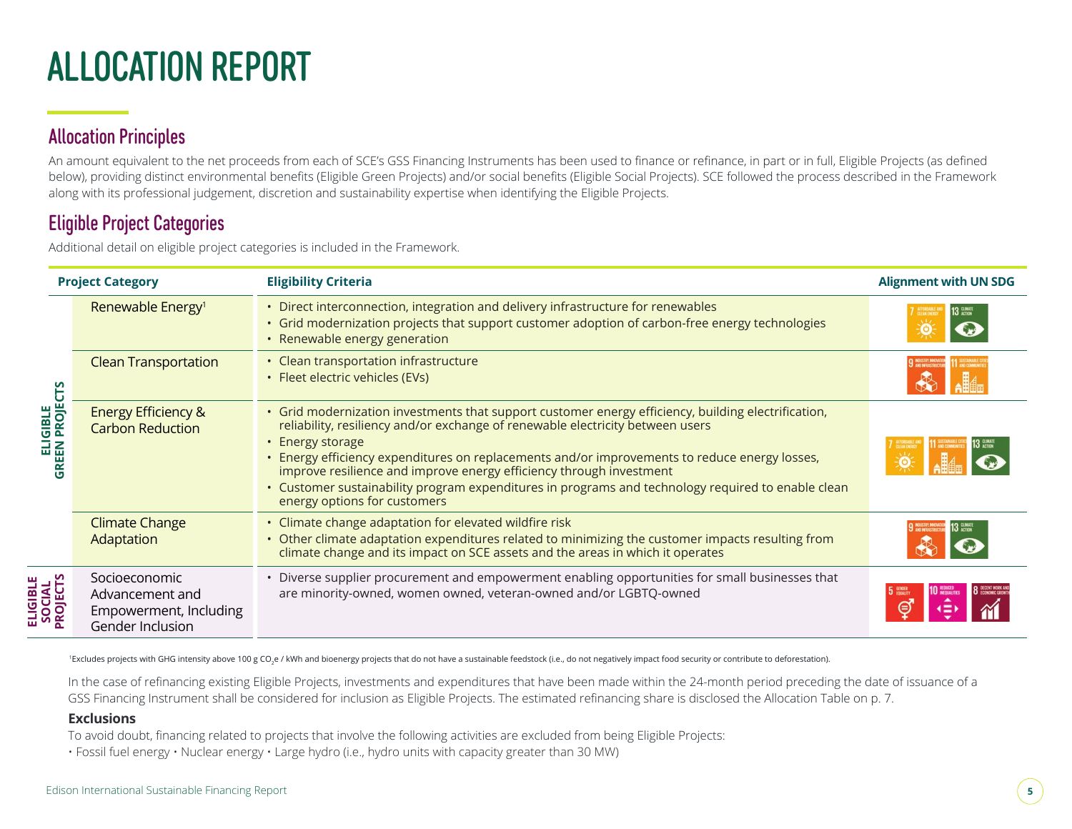# ALLOCATION REPORT

## Allocation Principles

An amount equivalent to the net proceeds from each of SCE's GSS Financing Instruments has been used to finance or refinance, in part or in full, Eligible Projects (as defined below), providing distinct environmental benefits (Eligible Green Projects) and/or social benefits (Eligible Social Projects). SCE followed the process described in the Framework along with its professional judgement, discretion and sustainability expertise when identifying the Eligible Projects.

## Eligible Project Categories

Additional detail on eligible project categories is included in the Framework.

| | Project Category | Eligibility Criteria | Alignment with UN SDG |
|---|---|---|---|
| ELIGIBLE GREEN PROJECTS | Renewable Energy[1] | • Direct interconnection, integration and delivery infrastructure for renewables<br>• Grid modernization projects that support customer adoption of carbon-free energy technologies<br>• Renewable energy generation | 7 Affordable and Clean Energy; 13 Climate Action |
| | Clean Transportation | • Clean transportation infrastructure<br>• Fleet electric vehicles (EVs) | 9 Industry, Innovation and Infrastructure; 11 Sustainable Cities and Communities |
| | Energy Efficiency & Carbon Reduction | • Grid modernization investments that support customer energy efficiency, building electrification, reliability, resiliency and/or exchange of renewable electricity between users<br>• Energy storage<br>• Energy efficiency expenditures on replacements and/or improvements to reduce energy losses, improve resilience and improve energy efficiency through investment<br>• Customer sustainability program expenditures in programs and technology required to enable clean energy options for customers | 7 Affordable and Clean Energy; 11 Sustainable Cities and Communities; 13 Climate Action |
| | Climate Change Adaptation | • Climate change adaptation for elevated wildfire risk<br>• Other climate adaptation expenditures related to minimizing the customer impacts resulting from climate change and its impact on SCE assets and the areas in which it operates | 9 Industry, Innovation and Infrastructure; 13 Climate Action |
| ELIGIBLE SOCIAL PROJECTS | Socioeconomic Advancement and Empowerment, Including Gender Inclusion | • Diverse supplier procurement and empowerment enabling opportunities for small businesses that are minority-owned, women owned, veteran-owned and/or LGBTQ-owned | 5 Gender Equality; 10 Reduced Inequalities; 8 Decent Work and Economic Growth |

[1]Excludes projects with GHG intensity above 100 g $CO_2e$ / kWh and bioenergy projects that do not have a sustainable feedstock (i.e., do not negatively impact food security or contribute to deforestation).

In the case of refinancing existing Eligible Projects, investments and expenditures that have been made within the 24-month period preceding the date of issuance of a GSS Financing Instrument shall be considered for inclusion as Eligible Projects. The estimated refinancing share is disclosed the Allocation Table on p. 7.

**Exclusions**

To avoid doubt, financing related to projects that involve the following activities are excluded from being Eligible Projects:

• Fossil fuel energy • Nuclear energy • Large hydro (i.e., hydro units with capacity greater than 30 MW)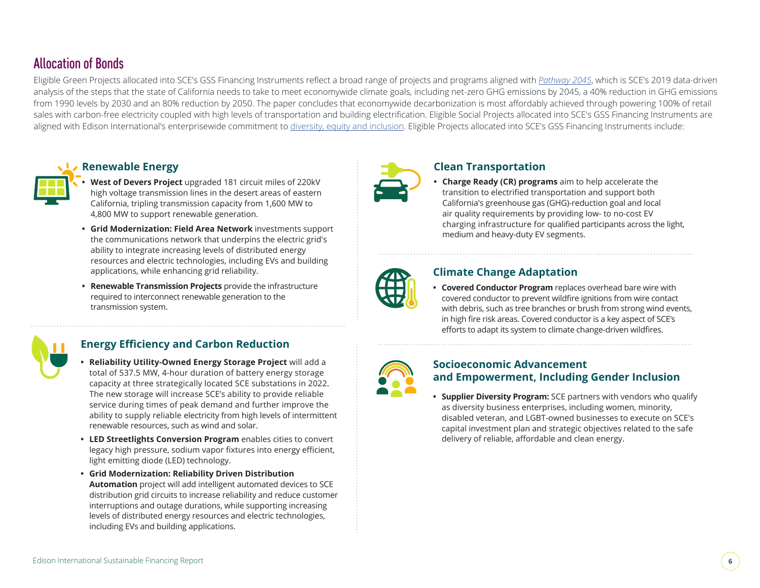## Allocation of Bonds

Eligible Green Projects allocated into SCE's GSS Financing Instruments reflect a broad range of projects and programs aligned with *Pathway 2045*, which is SCE's 2019 data-driven analysis of the steps that the state of California needs to take to meet economywide climate goals, including net-zero GHG emissions by 2045, a 40% reduction in GHG emissions from 1990 levels by 2030 and an 80% reduction by 2050. The paper concludes that economywide decarbonization is most affordably achieved through powering 100% of retail sales with carbon-free electricity coupled with high levels of transportation and building electrification. Eligible Social Projects allocated into SCE's GSS Financing Instruments are aligned with Edison International's enterprisewide commitment to diversity, equity and inclusion. Eligible Projects allocated into SCE's GSS Financing Instruments include:

### Renewable Energy

- **West of Devers Project** upgraded 181 circuit miles of 220kV high voltage transmission lines in the desert areas of eastern California, tripling transmission capacity from 1,600 MW to 4,800 MW to support renewable generation.
- **Grid Modernization: Field Area Network** investments support the communications network that underpins the electric grid's ability to integrate increasing levels of distributed energy resources and electric technologies, including EVs and building applications, while enhancing grid reliability.
- **Renewable Transmission Projects** provide the infrastructure required to interconnect renewable generation to the transmission system.

### Energy Efficiency and Carbon Reduction

- **Reliability Utility-Owned Energy Storage Project** will add a total of 537.5 MW, 4-hour duration of battery energy storage capacity at three strategically located SCE substations in 2022. The new storage will increase SCE's ability to provide reliable service during times of peak demand and further improve the ability to supply reliable electricity from high levels of intermittent renewable resources, such as wind and solar.
- **LED Streetlights Conversion Program** enables cities to convert legacy high pressure, sodium vapor fixtures into energy efficient, light emitting diode (LED) technology.
- **Grid Modernization: Reliability Driven Distribution Automation** project will add intelligent automated devices to SCE distribution grid circuits to increase reliability and reduce customer interruptions and outage durations, while supporting increasing levels of distributed energy resources and electric technologies, including EVs and building applications.

### Clean Transportation

- **Charge Ready (CR) programs** aim to help accelerate the transition to electrified transportation and support both California's greenhouse gas (GHG)-reduction goal and local air quality requirements by providing low- to no-cost EV charging infrastructure for qualified participants across the light, medium and heavy-duty EV segments.

### Climate Change Adaptation

- **Covered Conductor Program** replaces overhead bare wire with covered conductor to prevent wildfire ignitions from wire contact with debris, such as tree branches or brush from strong wind events, in high fire risk areas. Covered conductor is a key aspect of SCE's efforts to adapt its system to climate change-driven wildfires.

### Socioeconomic Advancement and Empowerment, Including Gender Inclusion

- **Supplier Diversity Program:** SCE partners with vendors who qualify as diversity business enterprises, including women, minority, disabled veteran, and LGBT-owned businesses to execute on SCE's capital investment plan and strategic objectives related to the safe delivery of reliable, affordable and clean energy.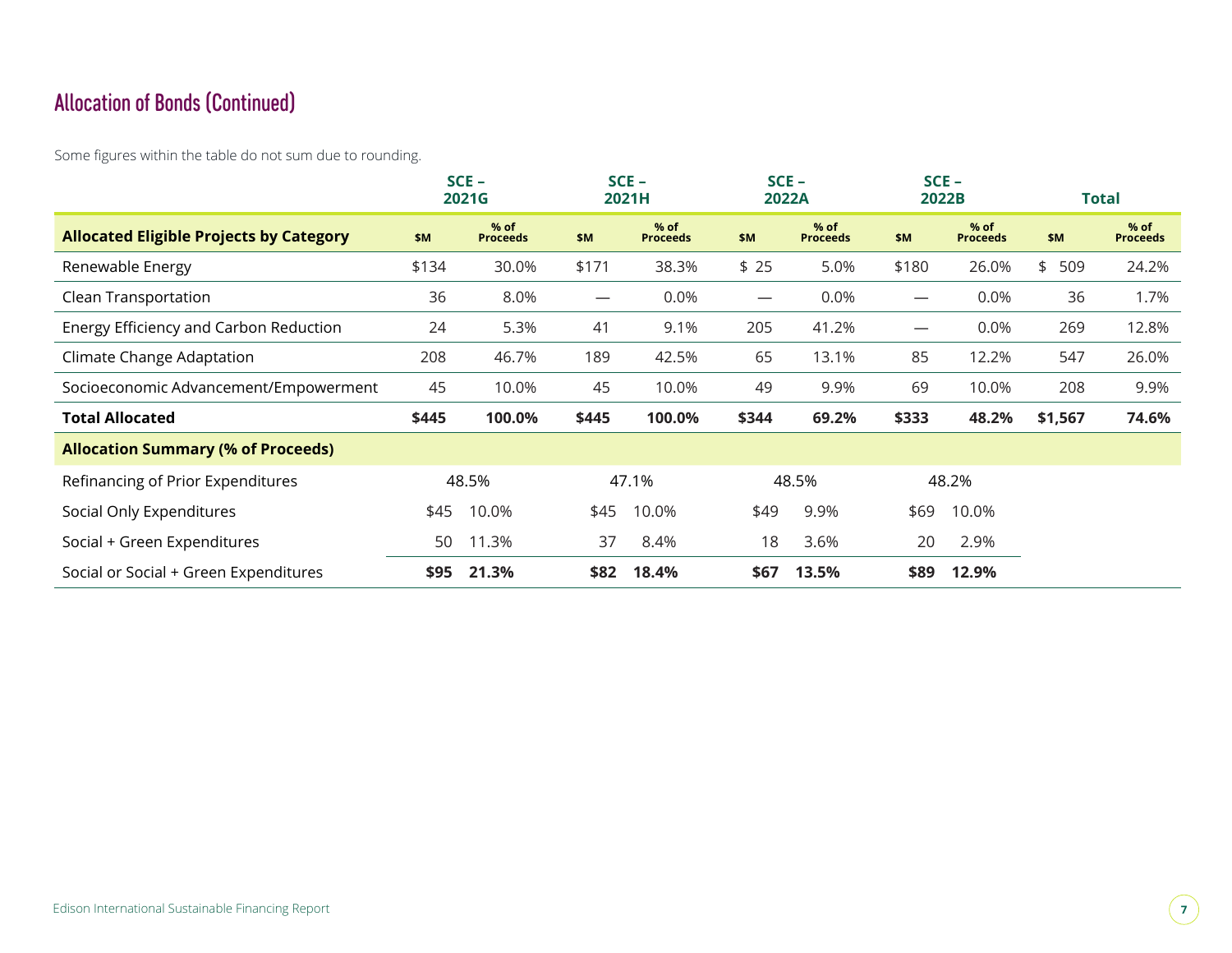## Allocation of Bonds (Continued)

Some figures within the table do not sum due to rounding.

| | SCE – 2021G | | SCE – 2021H | | SCE – 2022A | | SCE – 2022B | | Total | |
|---|---|---|---|---|---|---|---|---|---|---|
| **Allocated Eligible Projects by Category** | $M | % of Proceeds | $M | % of Proceeds | $M | % of Proceeds | $M | % of Proceeds | $M | % of Proceeds |
| Renewable Energy | $134 | 30.0% | $171 | 38.3% | $ 25 | 5.0% | $180 | 26.0% | $ 509 | 24.2% |
| Clean Transportation | 36 | 8.0% | — | 0.0% | — | 0.0% | — | 0.0% | 36 | 1.7% |
| Energy Efficiency and Carbon Reduction | 24 | 5.3% | 41 | 9.1% | 205 | 41.2% | — | 0.0% | 269 | 12.8% |
| Climate Change Adaptation | 208 | 46.7% | 189 | 42.5% | 65 | 13.1% | 85 | 12.2% | 547 | 26.0% |
| Socioeconomic Advancement/Empowerment | 45 | 10.0% | 45 | 10.0% | 49 | 9.9% | 69 | 10.0% | 208 | 9.9% |
| **Total Allocated** | **$445** | **100.0%** | **$445** | **100.0%** | **$344** | **69.2%** | **$333** | **48.2%** | **$1,567** | **74.6%** |
| **Allocation Summary (% of Proceeds)** | | | | | | | | | | |
| Refinancing of Prior Expenditures | 48.5% | | 47.1% | | 48.5% | | 48.2% | | | |
| Social Only Expenditures | $45 | 10.0% | $45 | 10.0% | $49 | 9.9% | $69 | 10.0% | | |
| Social + Green Expenditures | 50 | 11.3% | 37 | 8.4% | 18 | 3.6% | 20 | 2.9% | | |
| Social or Social + Green Expenditures | **$95** | **21.3%** | **$82** | **18.4%** | **$67** | **13.5%** | **$89** | **12.9%** | | |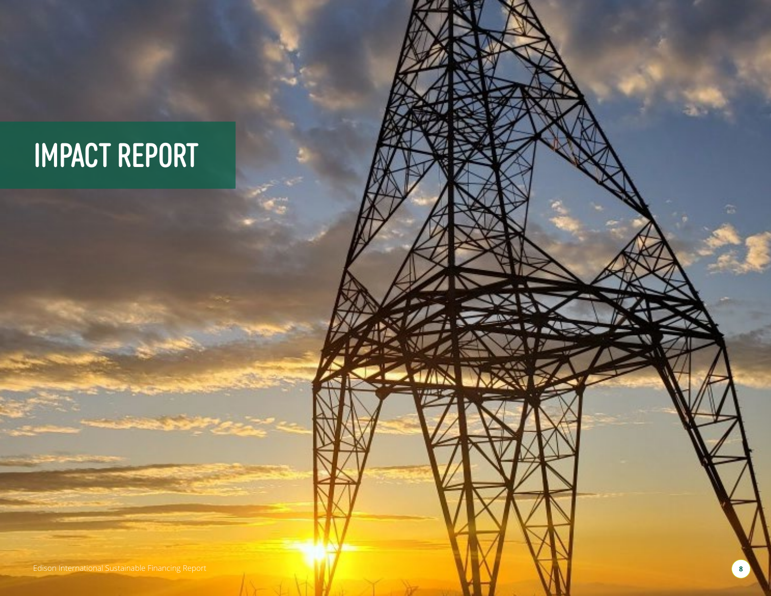# IMPACT REPORT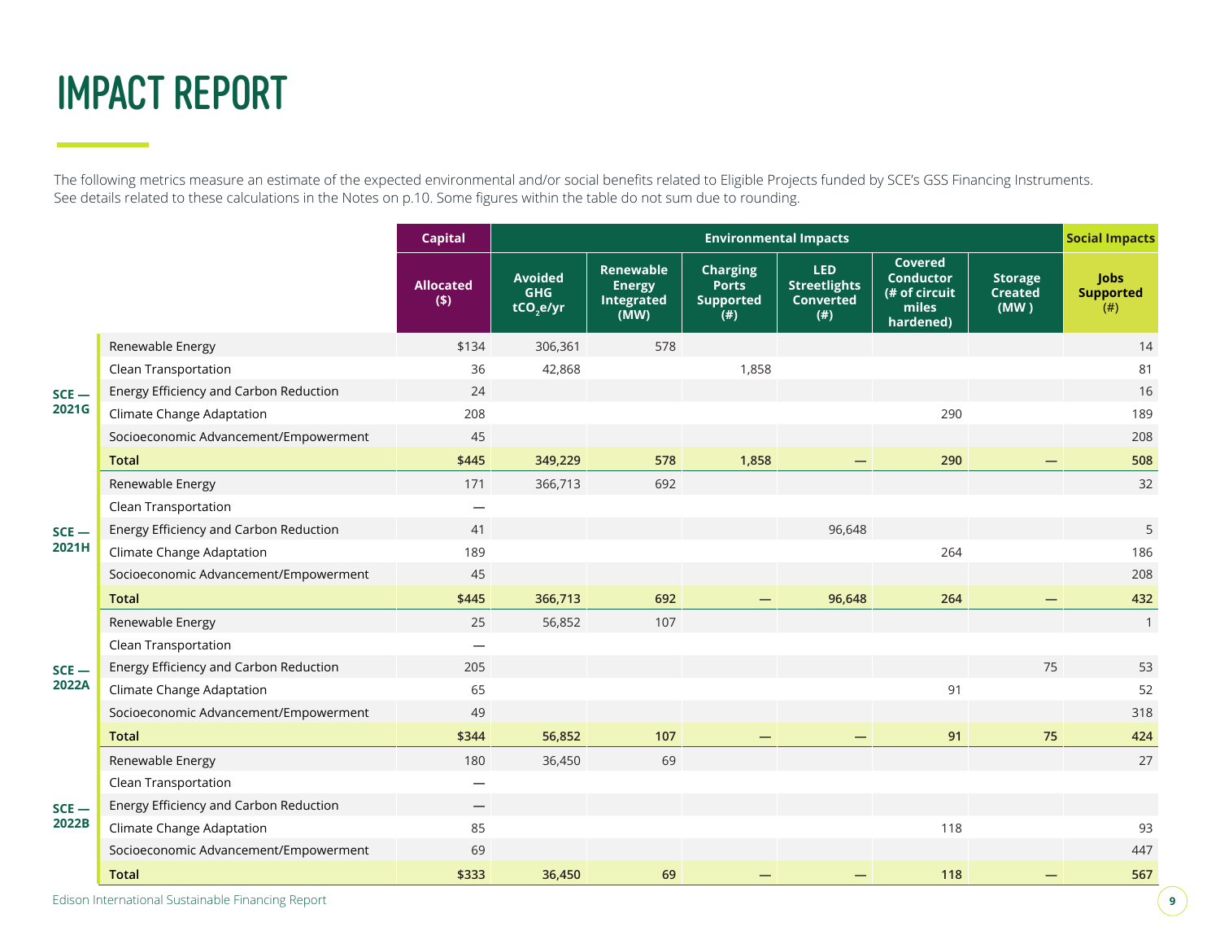# IMPACT REPORT

The following metrics measure an estimate of the expected environmental and/or social benefits related to Eligible Projects funded by SCE's GSS Financing Instruments. See details related to these calculations in the Notes on p.10. Some figures within the table do not sum due to rounding.

| | | Capital | Environmental Impacts | | | | | | Social Impacts |
|---|---|---|---|---|---|---|---|---|---|
| | | Allocated ($) | Avoided GHG $tCO_2e/yr$ | Renewable Energy Integrated (MW) | Charging Ports Supported (#) | LED Streetlights Converted (#) | Covered Conductor (# of circuit miles hardened) | Storage Created (MW ) | Jobs Supported (#) |
| SCE — 2021G | Renewable Energy | $134 | 306,361 | 578 | | | | | 14 |
| | Clean Transportation | 36 | 42,868 | | 1,858 | | | | 81 |
| | Energy Efficiency and Carbon Reduction | 24 | | | | | | | 16 |
| | Climate Change Adaptation | 208 | | | | | 290 | | 189 |
| | Socioeconomic Advancement/Empowerment | 45 | | | | | | | 208 |
| | **Total** | **$445** | **349,229** | **578** | **1,858** | **—** | **290** | **—** | **508** |
| SCE — 2021H | Renewable Energy | 171 | 366,713 | 692 | | | | | 32 |
| | Clean Transportation | — | | | | | | | |
| | Energy Efficiency and Carbon Reduction | 41 | | | | 96,648 | | | 5 |
| | Climate Change Adaptation | 189 | | | | | 264 | | 186 |
| | Socioeconomic Advancement/Empowerment | 45 | | | | | | | 208 |
| | **Total** | **$445** | **366,713** | **692** | **—** | **96,648** | **264** | **—** | **432** |
| SCE — 2022A | Renewable Energy | 25 | 56,852 | 107 | | | | | 1 |
| | Clean Transportation | — | | | | | | | |
| | Energy Efficiency and Carbon Reduction | 205 | | | | | | 75 | 53 |
| | Climate Change Adaptation | 65 | | | | | 91 | | 52 |
| | Socioeconomic Advancement/Empowerment | 49 | | | | | | | 318 |
| | **Total** | **$344** | **56,852** | **107** | **—** | **—** | **91** | **75** | **424** |
| SCE — 2022B | Renewable Energy | 180 | 36,450 | 69 | | | | | 27 |
| | Clean Transportation | — | | | | | | | |
| | Energy Efficiency and Carbon Reduction | — | | | | | | | |
| | Climate Change Adaptation | 85 | | | | | 118 | | 93 |
| | Socioeconomic Advancement/Empowerment | 69 | | | | | | | 447 |
| | **Total** | **$333** | **36,450** | **69** | **—** | **—** | **118** | **—** | **567** |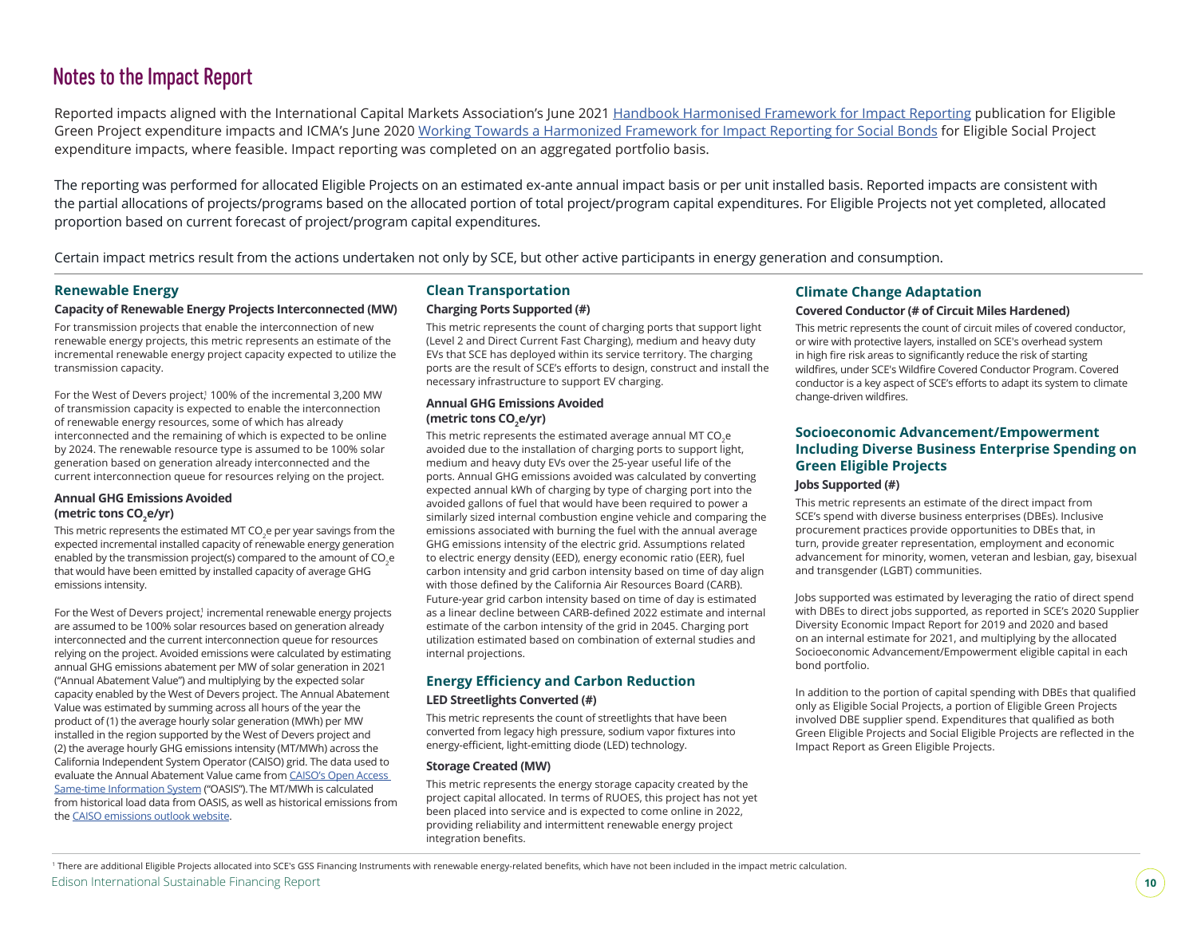# Notes to the Impact Report

Reported impacts aligned with the International Capital Markets Association's June 2021 [Handbook Harmonised Framework for Impact Reporting] publication for Eligible Green Project expenditure impacts and ICMA's June 2020 [Working Towards a Harmonized Framework for Impact Reporting for Social Bonds] for Eligible Social Project expenditure impacts, where feasible. Impact reporting was completed on an aggregated portfolio basis.

The reporting was performed for allocated Eligible Projects on an estimated ex-ante annual impact basis or per unit installed basis. Reported impacts are consistent with the partial allocations of projects/programs based on the allocated portion of total project/program capital expenditures. For Eligible Projects not yet completed, allocated proportion based on current forecast of project/program capital expenditures.

Certain impact metrics result from the actions undertaken not only by SCE, but other active participants in energy generation and consumption.

## Renewable Energy

### Capacity of Renewable Energy Projects Interconnected (MW)

For transmission projects that enable the interconnection of new renewable energy projects, this metric represents an estimate of the incremental renewable energy project capacity expected to utilize the transmission capacity.

For the West of Devers project[1] 100% of the incremental 3,200 MW of transmission capacity is expected to enable the interconnection of renewable energy resources, some of which has already interconnected and the remaining of which is expected to be online by 2024. The renewable resource type is assumed to be 100% solar generation based on generation already interconnected and the current interconnection queue for resources relying on the project.

### Annual GHG Emissions Avoided (metric tons $CO_2$e/yr)

This metric represents the estimated MT $CO_2$e per year savings from the expected incremental installed capacity of renewable energy generation enabled by the transmission project(s) compared to the amount of $CO_2$e that would have been emitted by installed capacity of average GHG emissions intensity.

For the West of Devers project[1] incremental renewable energy projects are assumed to be 100% solar resources based on generation already interconnected and the current interconnection queue for resources relying on the project. Avoided emissions were calculated by estimating annual GHG emissions abatement per MW of solar generation in 2021 ("Annual Abatement Value") and multiplying by the expected solar capacity enabled by the West of Devers project. The Annual Abatement Value was estimated by summing across all hours of the year the product of (1) the average hourly solar generation (MWh) per MW installed in the region supported by the West of Devers project and (2) the average hourly GHG emissions intensity (MT/MWh) across the California Independent System Operator (CAISO) grid. The data used to evaluate the Annual Abatement Value came from [CAISO's Open Access Same-time Information System] ("OASIS"). The MT/MWh is calculated from historical load data from OASIS, as well as historical emissions from the [CAISO emissions outlook website].

## Clean Transportation

### Charging Ports Supported (#)

This metric represents the count of charging ports that support light (Level 2 and Direct Current Fast Charging), medium and heavy duty EVs that SCE has deployed within its service territory. The charging ports are the result of SCE's efforts to design, construct and install the necessary infrastructure to support EV charging.

### Annual GHG Emissions Avoided (metric tons $CO_2$e/yr)

This metric represents the estimated average annual MT $CO_2$e avoided due to the installation of charging ports to support light, medium and heavy duty EVs over the 25-year useful life of the ports. Annual GHG emissions avoided was calculated by converting expected annual kWh of charging by type of charging port into the avoided gallons of fuel that would have been required to power a similarly sized internal combustion engine vehicle and comparing the emissions associated with burning the fuel with the annual average GHG emissions intensity of the electric grid. Assumptions related to electric energy density (EED), energy economic ratio (EER), fuel carbon intensity and grid carbon intensity based on time of day align with those defined by the California Air Resources Board (CARB). Future-year grid carbon intensity based on time of day is estimated as a linear decline between CARB-defined 2022 estimate and internal estimate of the carbon intensity of the grid in 2045. Charging port utilization estimated based on combination of external studies and internal projections.

## Energy Efficiency and Carbon Reduction

### LED Streetlights Converted (#)

This metric represents the count of streetlights that have been converted from legacy high pressure, sodium vapor fixtures into energy-efficient, light-emitting diode (LED) technology.

### Storage Created (MW)

This metric represents the energy storage capacity created by the project capital allocated. In terms of RUOES, this project has not yet been placed into service and is expected to come online in 2022, providing reliability and intermittent renewable energy project integration benefits.

## Climate Change Adaptation

### Covered Conductor (# of Circuit Miles Hardened)

This metric represents the count of circuit miles of covered conductor, or wire with protective layers, installed on SCE's overhead system in high fire risk areas to significantly reduce the risk of starting wildfires, under SCE's Wildfire Covered Conductor Program. Covered conductor is a key aspect of SCE's efforts to adapt its system to climate change-driven wildfires.

## Socioeconomic Advancement/Empowerment Including Diverse Business Enterprise Spending on Green Eligible Projects

### Jobs Supported (#)

This metric represents an estimate of the direct impact from SCE's spend with diverse business enterprises (DBEs). Inclusive procurement practices provide opportunities to DBEs that, in turn, provide greater representation, employment and economic advancement for minority, women, veteran and lesbian, gay, bisexual and transgender (LGBT) communities.

Jobs supported was estimated by leveraging the ratio of direct spend with DBEs to direct jobs supported, as reported in SCE's 2020 Supplier Diversity Economic Impact Report for 2019 and 2020 and based on an internal estimate for 2021, and multiplying by the allocated Socioeconomic Advancement/Empowerment eligible capital in each bond portfolio.

In addition to the portion of capital spending with DBEs that qualified only as Eligible Social Projects, a portion of Eligible Green Projects involved DBE supplier spend. Expenditures that qualified as both Green Eligible Projects and Social Eligible Projects are reflected in the Impact Report as Green Eligible Projects.

[1] There are additional Eligible Projects allocated into SCE's GSS Financing Instruments with renewable energy-related benefits, which have not been included in the impact metric calculation.